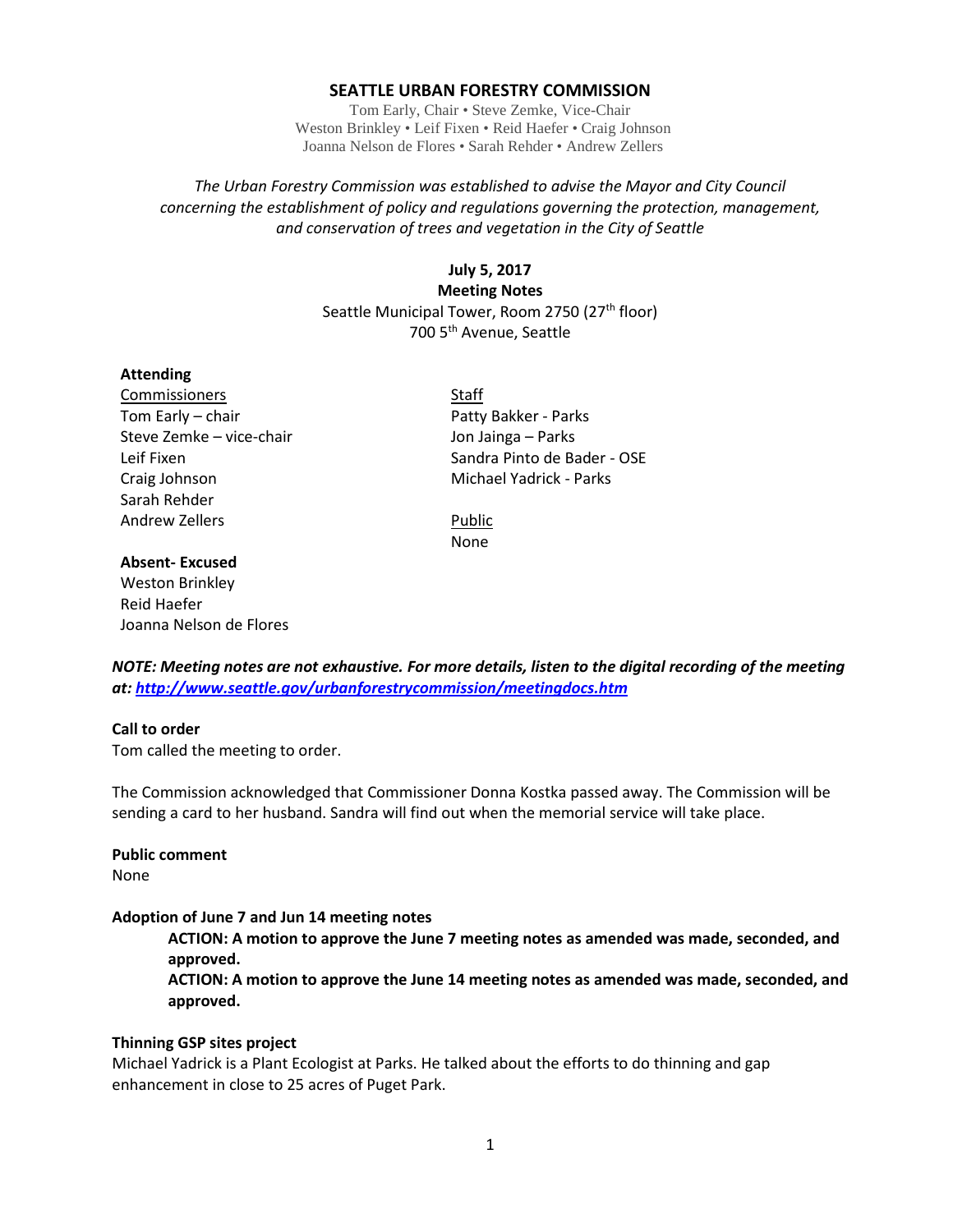# SEATTLE URBAN FORESTRY COMMISSION

Tom Early, Chair • Steve Zemke, Vice-Chair
Weston Brinkley • Leif Fixen • Reid Haefer • Craig Johnson
Joanna Nelson de Flores • Sarah Rehder • Andrew Zellers

*The Urban Forestry Commission was established to advise the Mayor and City Council concerning the establishment of policy and regulations governing the protection, management, and conservation of trees and vegetation in the City of Seattle*

**July 5, 2017**
**Meeting Notes**
Seattle Municipal Tower, Room 2750 (27th floor)
700 5th Avenue, Seattle

**Attending**

Commissioners
Tom Early – chair
Steve Zemke – vice-chair
Leif Fixen
Craig Johnson
Sarah Rehder
Andrew Zellers

Staff
Patty Bakker - Parks
Jon Jainga – Parks
Sandra Pinto de Bader - OSE
Michael Yadrick - Parks

Public
None

**Absent- Excused**
Weston Brinkley
Reid Haefer
Joanna Nelson de Flores

***NOTE: Meeting notes are not exhaustive. For more details, listen to the digital recording of the meeting at: http://www.seattle.gov/urbanforestrycommission/meetingdocs.htm***

**Call to order**

Tom called the meeting to order.

The Commission acknowledged that Commissioner Donna Kostka passed away. The Commission will be sending a card to her husband. Sandra will find out when the memorial service will take place.

**Public comment**

None

**Adoption of June 7 and Jun 14 meeting notes**

> **ACTION: A motion to approve the June 7 meeting notes as amended was made, seconded, and approved.**
>
> **ACTION: A motion to approve the June 14 meeting notes as amended was made, seconded, and approved.**

**Thinning GSP sites project**

Michael Yadrick is a Plant Ecologist at Parks. He talked about the efforts to do thinning and gap enhancement in close to 25 acres of Puget Park.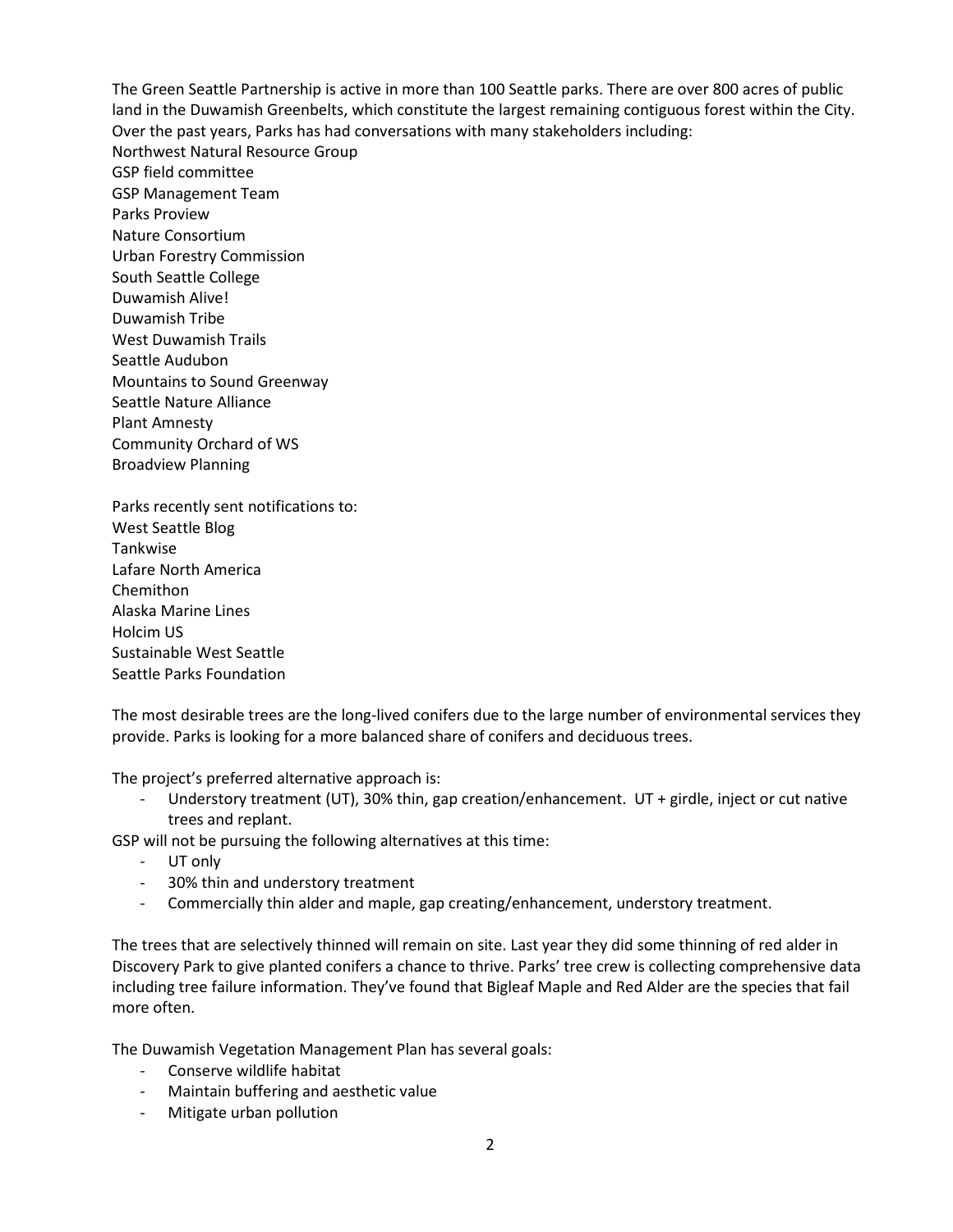The Green Seattle Partnership is active in more than 100 Seattle parks. There are over 800 acres of public land in the Duwamish Greenbelts, which constitute the largest remaining contiguous forest within the City. Over the past years, Parks has had conversations with many stakeholders including:
Northwest Natural Resource Group
GSP field committee
GSP Management Team
Parks Proview
Nature Consortium
Urban Forestry Commission
South Seattle College
Duwamish Alive!
Duwamish Tribe
West Duwamish Trails
Seattle Audubon
Mountains to Sound Greenway
Seattle Nature Alliance
Plant Amnesty
Community Orchard of WS
Broadview Planning

Parks recently sent notifications to:
West Seattle Blog
Tankwise
Lafare North America
Chemithon
Alaska Marine Lines
Holcim US
Sustainable West Seattle
Seattle Parks Foundation

The most desirable trees are the long-lived conifers due to the large number of environmental services they provide. Parks is looking for a more balanced share of conifers and deciduous trees.

The project's preferred alternative approach is:

- Understory treatment (UT), 30% thin, gap creation/enhancement. UT + girdle, inject or cut native trees and replant.

GSP will not be pursuing the following alternatives at this time:

- UT only
- 30% thin and understory treatment
- Commercially thin alder and maple, gap creating/enhancement, understory treatment.

The trees that are selectively thinned will remain on site. Last year they did some thinning of red alder in Discovery Park to give planted conifers a chance to thrive. Parks' tree crew is collecting comprehensive data including tree failure information. They've found that Bigleaf Maple and Red Alder are the species that fail more often.

The Duwamish Vegetation Management Plan has several goals:

- Conserve wildlife habitat
- Maintain buffering and aesthetic value
- Mitigate urban pollution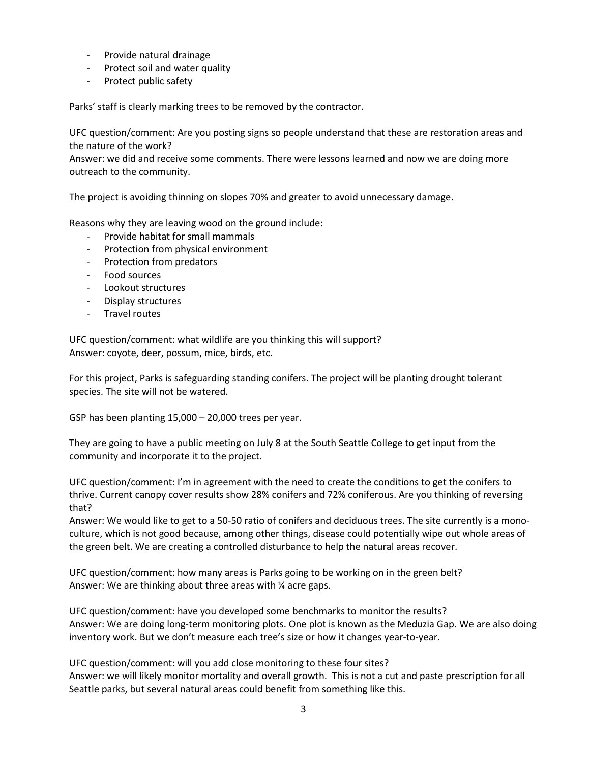- Provide natural drainage
- Protect soil and water quality
- Protect public safety

Parks' staff is clearly marking trees to be removed by the contractor.

UFC question/comment: Are you posting signs so people understand that these are restoration areas and the nature of the work?
Answer: we did and receive some comments. There were lessons learned and now we are doing more outreach to the community.

The project is avoiding thinning on slopes 70% and greater to avoid unnecessary damage.

Reasons why they are leaving wood on the ground include:

- Provide habitat for small mammals
- Protection from physical environment
- Protection from predators
- Food sources
- Lookout structures
- Display structures
- Travel routes

UFC question/comment: what wildlife are you thinking this will support?
Answer: coyote, deer, possum, mice, birds, etc.

For this project, Parks is safeguarding standing conifers. The project will be planting drought tolerant species. The site will not be watered.

GSP has been planting 15,000 – 20,000 trees per year.

They are going to have a public meeting on July 8 at the South Seattle College to get input from the community and incorporate it to the project.

UFC question/comment: I'm in agreement with the need to create the conditions to get the conifers to thrive. Current canopy cover results show 28% conifers and 72% coniferous. Are you thinking of reversing that?
Answer: We would like to get to a 50-50 ratio of conifers and deciduous trees. The site currently is a mono-culture, which is not good because, among other things, disease could potentially wipe out whole areas of the green belt. We are creating a controlled disturbance to help the natural areas recover.

UFC question/comment: how many areas is Parks going to be working on in the green belt?
Answer: We are thinking about three areas with ¼ acre gaps.

UFC question/comment: have you developed some benchmarks to monitor the results?
Answer: We are doing long-term monitoring plots. One plot is known as the Meduzia Gap. We are also doing inventory work. But we don't measure each tree's size or how it changes year-to-year.

UFC question/comment: will you add close monitoring to these four sites?
Answer: we will likely monitor mortality and overall growth. This is not a cut and paste prescription for all Seattle parks, but several natural areas could benefit from something like this.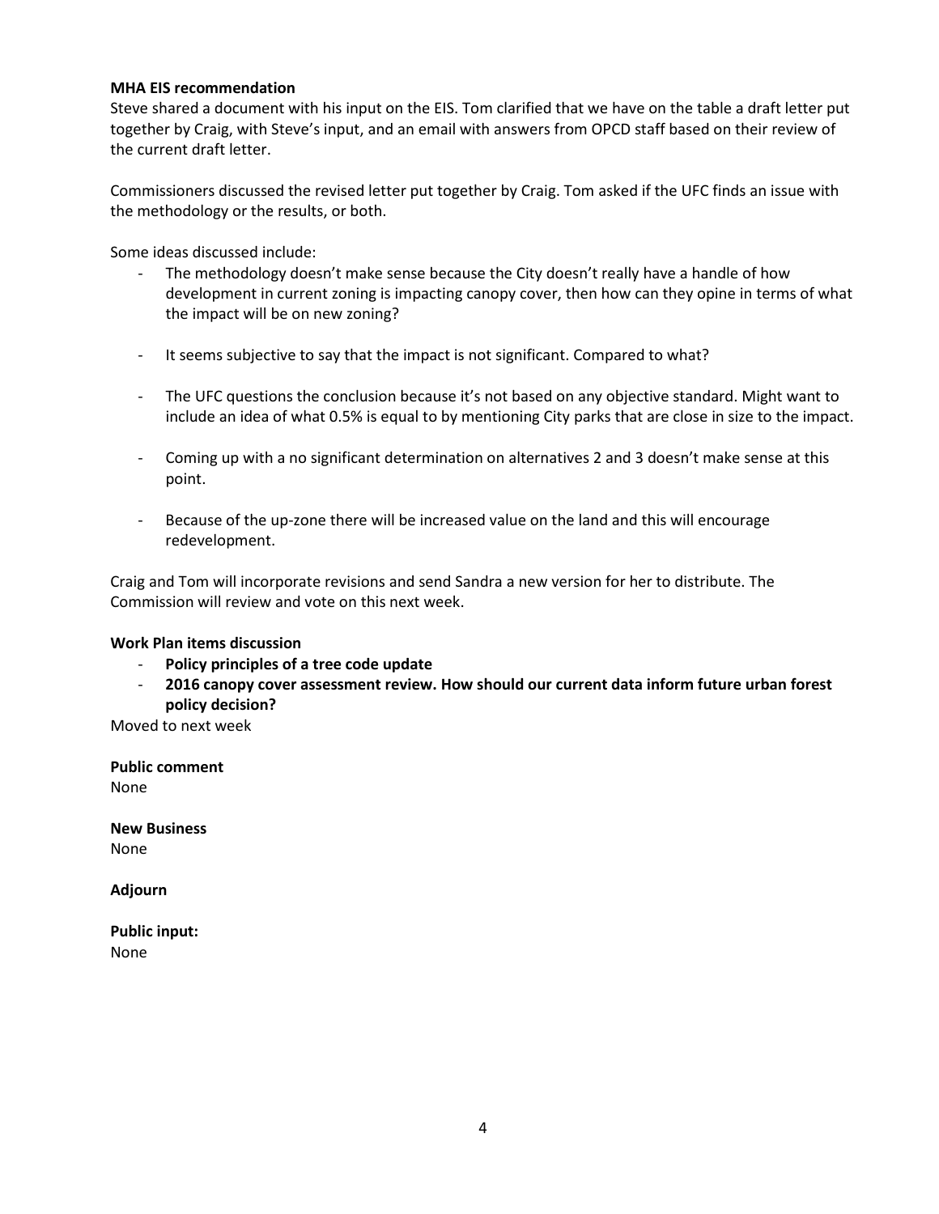**MHA EIS recommendation**

Steve shared a document with his input on the EIS. Tom clarified that we have on the table a draft letter put together by Craig, with Steve's input, and an email with answers from OPCD staff based on their review of the current draft letter.

Commissioners discussed the revised letter put together by Craig. Tom asked if the UFC finds an issue with the methodology or the results, or both.

Some ideas discussed include:

- The methodology doesn't make sense because the City doesn't really have a handle of how development in current zoning is impacting canopy cover, then how can they opine in terms of what the impact will be on new zoning?
- It seems subjective to say that the impact is not significant. Compared to what?
- The UFC questions the conclusion because it's not based on any objective standard. Might want to include an idea of what 0.5% is equal to by mentioning City parks that are close in size to the impact.
- Coming up with a no significant determination on alternatives 2 and 3 doesn't make sense at this point.
- Because of the up-zone there will be increased value on the land and this will encourage redevelopment.

Craig and Tom will incorporate revisions and send Sandra a new version for her to distribute. The Commission will review and vote on this next week.

**Work Plan items discussion**

- **Policy principles of a tree code update**
- **2016 canopy cover assessment review. How should our current data inform future urban forest policy decision?**

Moved to next week

**Public comment**

None

**New Business**

None

**Adjourn**

**Public input:**

None